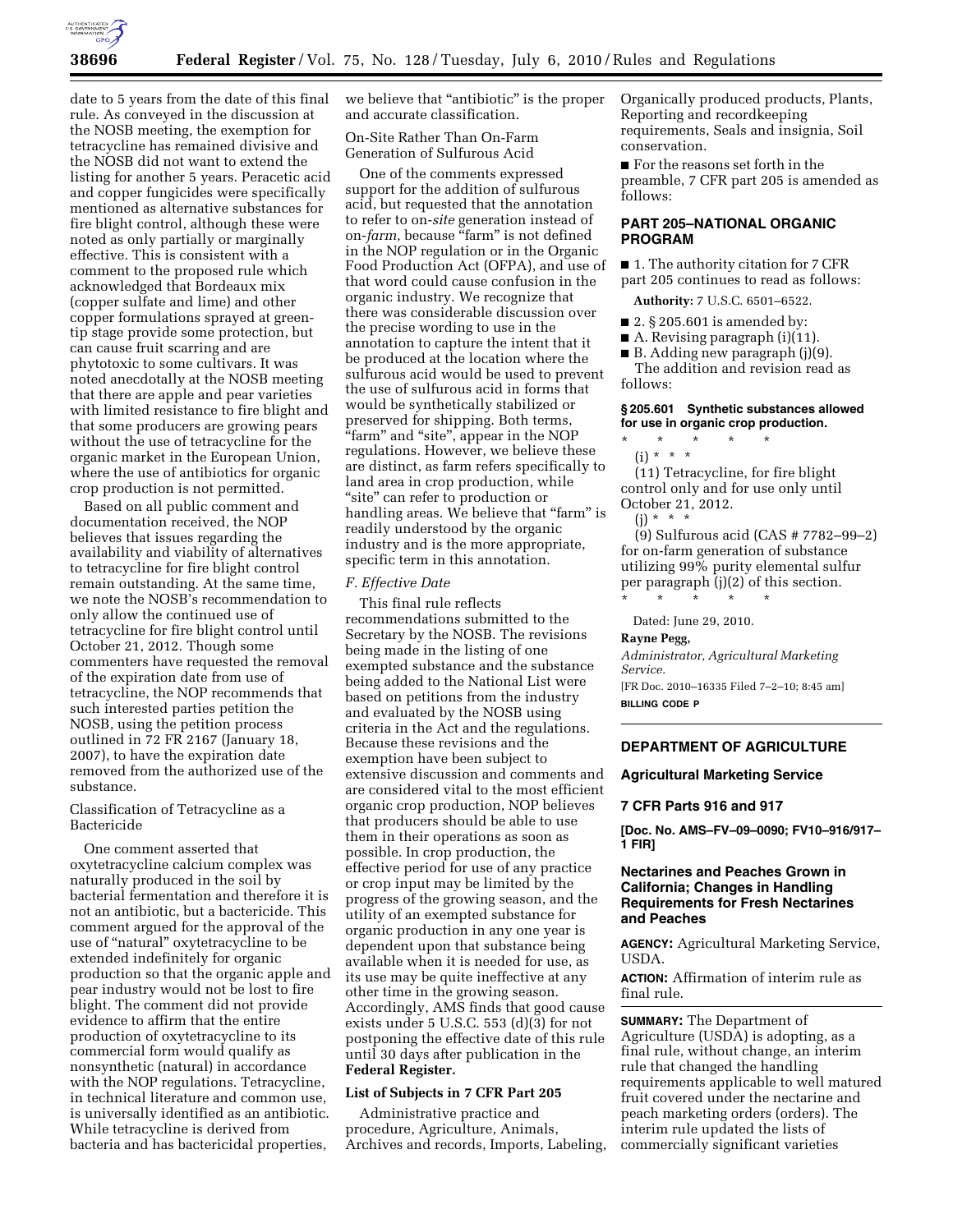date to 5 years from the date of this final rule. As conveyed in the discussion at the NOSB meeting, the exemption for tetracycline has remained divisive and the NOSB did not want to extend the listing for another 5 years. Peracetic acid and copper fungicides were specifically mentioned as alternative substances for fire blight control, although these were noted as only partially or marginally effective. This is consistent with a comment to the proposed rule which acknowledged that Bordeaux mix (copper sulfate and lime) and other copper formulations sprayed at green-tip stage provide some protection, but can cause fruit scarring and are phytotoxic to some cultivars. It was noted anecdotally at the NOSB meeting that there are apple and pear varieties with limited resistance to fire blight and that some producers are growing pears without the use of tetracycline for the organic market in the European Union, where the use of antibiotics for organic crop production is not permitted.

Based on all public comment and documentation received, the NOP believes that issues regarding the availability and viability of alternatives to tetracycline for fire blight control remain outstanding. At the same time, we note the NOSB's recommendation to only allow the continued use of tetracycline for fire blight control until October 21, 2012. Though some commenters have requested the removal of the expiration date from use of tetracycline, the NOP recommends that such interested parties petition the NOSB, using the petition process outlined in 72 FR 2167 (January 18, 2007), to have the expiration date removed from the authorized use of the substance.

Classification of Tetracycline as a Bactericide

One comment asserted that oxytetracycline calcium complex was naturally produced in the soil by bacterial fermentation and therefore it is not an antibiotic, but a bactericide. This comment argued for the approval of the use of "natural" oxytetracycline to be extended indefinitely for organic production so that the organic apple and pear industry would not be lost to fire blight. The comment did not provide evidence to affirm that the entire production of oxytetracycline to its commercial form would qualify as nonsynthetic (natural) in accordance with the NOP regulations. Tetracycline, in technical literature and common use, is universally identified as an antibiotic. While tetracycline is derived from bacteria and has bactericidal properties, we believe that "antibiotic" is the proper and accurate classification.

On-Site Rather Than On-Farm Generation of Sulfurous Acid

One of the comments expressed support for the addition of sulfurous acid, but requested that the annotation to refer to on-*site* generation instead of on-*farm,* because "farm" is not defined in the NOP regulation or in the Organic Food Production Act (OFPA), and use of that word could cause confusion in the organic industry. We recognize that there was considerable discussion over the precise wording to use in the annotation to capture the intent that it be produced at the location where the sulfurous acid would be used to prevent the use of sulfurous acid in forms that would be synthetically stabilized or preserved for shipping. Both terms, "farm" and "site", appear in the NOP regulations. However, we believe these are distinct, as farm refers specifically to land area in crop production, while "site" can refer to production or handling areas. We believe that "farm" is readily understood by the organic industry and is the more appropriate, specific term in this annotation.

*F. Effective Date*

This final rule reflects recommendations submitted to the Secretary by the NOSB. The revisions being made in the listing of one exempted substance and the substance being added to the National List were based on petitions from the industry and evaluated by the NOSB using criteria in the Act and the regulations. Because these revisions and the exemption have been subject to extensive discussion and comments and are considered vital to the most efficient organic crop production, NOP believes that producers should be able to use them in their operations as soon as possible. In crop production, the effective period for use of any practice or crop input may be limited by the progress of the growing season, and the utility of an exempted substance for organic production in any one year is dependent upon that substance being available when it is needed for use, as its use may be quite ineffective at any other time in the growing season. Accordingly, AMS finds that good cause exists under 5 U.S.C. 553 (d)(3) for not postponing the effective date of this rule until 30 days after publication in the **Federal Register.**

**List of Subjects in 7 CFR Part 205**

Administrative practice and procedure, Agriculture, Animals, Archives and records, Imports, Labeling, Organically produced products, Plants, Reporting and recordkeeping requirements, Seals and insignia, Soil conservation.

■ For the reasons set forth in the preamble, 7 CFR part 205 is amended as follows:

## PART 205–NATIONAL ORGANIC PROGRAM

■ 1. The authority citation for 7 CFR part 205 continues to read as follows:

**Authority:** 7 U.S.C. 6501–6522.

■ 2. § 205.601 is amended by:

■ A. Revising paragraph (i)(11).

■ B. Adding new paragraph (j)(9).

The addition and revision read as follows:

**§ 205.601 Synthetic substances allowed for use in organic crop production.**

\* \* \* \* \*

(i) \* \* \*

(11) Tetracycline, for fire blight control only and for use only until October 21, 2012.

(j) \* \* \*

(9) Sulfurous acid (CAS # 7782–99–2) for on-farm generation of substance utilizing 99% purity elemental sulfur per paragraph (j)(2) of this section.

\* \* \* \* \*

Dated: June 29, 2010.

**Rayne Pegg,**

*Administrator, Agricultural Marketing Service.*

[FR Doc. 2010–16335 Filed 7–2–10; 8:45 am]

**BILLING CODE P**

## DEPARTMENT OF AGRICULTURE

### Agricultural Marketing Service

### 7 CFR Parts 916 and 917

**[Doc. No. AMS–FV–09–0090; FV10–916/917–1 FIR]**

### Nectarines and Peaches Grown in California; Changes in Handling Requirements for Fresh Nectarines and Peaches

**AGENCY:** Agricultural Marketing Service, USDA.

**ACTION:** Affirmation of interim rule as final rule.

**SUMMARY:** The Department of Agriculture (USDA) is adopting, as a final rule, without change, an interim rule that changed the handling requirements applicable to well matured fruit covered under the nectarine and peach marketing orders (orders). The interim rule updated the lists of commercially significant varieties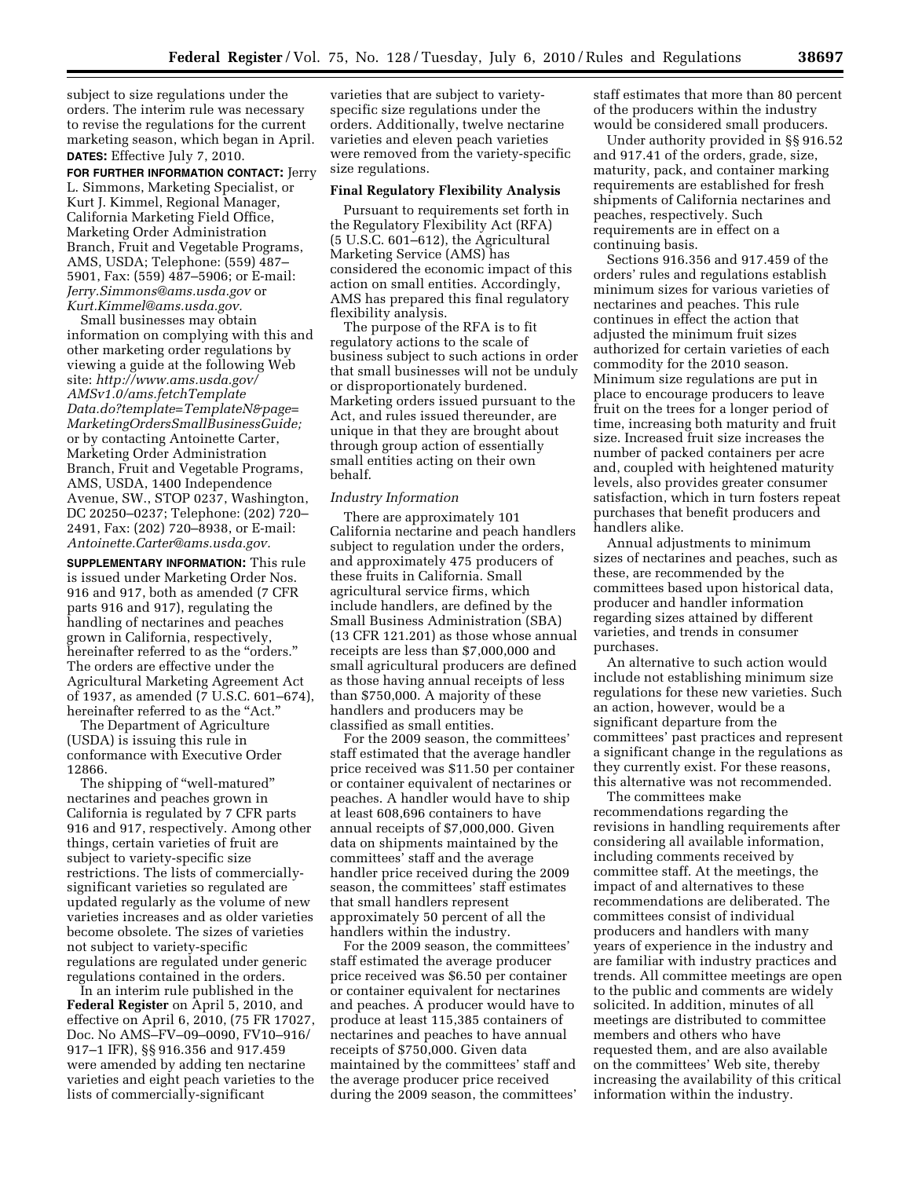subject to size regulations under the orders. The interim rule was necessary to revise the regulations for the current marketing season, which began in April.

**DATES:** Effective July 7, 2010.

**FOR FURTHER INFORMATION CONTACT:** Jerry L. Simmons, Marketing Specialist, or Kurt J. Kimmel, Regional Manager, California Marketing Field Office, Marketing Order Administration Branch, Fruit and Vegetable Programs, AMS, USDA; Telephone: (559) 487–5901, Fax: (559) 487–5906; or E-mail: *Jerry.Simmons@ams.usda.gov* or *Kurt.Kimmel@ams.usda.gov.*

Small businesses may obtain information on complying with this and other marketing order regulations by viewing a guide at the following Web site: *http://www.ams.usda.gov/AMSv1.0/ams.fetchTemplateData.do?template=TemplateN&page=MarketingOrdersSmallBusinessGuide;* or by contacting Antoinette Carter, Marketing Order Administration Branch, Fruit and Vegetable Programs, AMS, USDA, 1400 Independence Avenue, SW., STOP 0237, Washington, DC 20250–0237; Telephone: (202) 720–2491, Fax: (202) 720–8938, or E-mail: *Antoinette.Carter@ams.usda.gov.*

**SUPPLEMENTARY INFORMATION:** This rule is issued under Marketing Order Nos. 916 and 917, both as amended (7 CFR parts 916 and 917), regulating the handling of nectarines and peaches grown in California, respectively, hereinafter referred to as the "orders." The orders are effective under the Agricultural Marketing Agreement Act of 1937, as amended (7 U.S.C. 601–674), hereinafter referred to as the "Act."

The Department of Agriculture (USDA) is issuing this rule in conformance with Executive Order 12866.

The shipping of "well-matured" nectarines and peaches grown in California is regulated by 7 CFR parts 916 and 917, respectively. Among other things, certain varieties of fruit are subject to variety-specific size restrictions. The lists of commercially-significant varieties so regulated are updated regularly as the volume of new varieties increases and as older varieties become obsolete. The sizes of varieties not subject to variety-specific regulations are regulated under generic regulations contained in the orders.

In an interim rule published in the **Federal Register** on April 5, 2010, and effective on April 6, 2010, (75 FR 17027, Doc. No AMS–FV–09–0090, FV10–916/917–1 IFR), §§ 916.356 and 917.459 were amended by adding ten nectarine varieties and eight peach varieties to the lists of commercially-significant varieties that are subject to variety-specific size regulations under the orders. Additionally, twelve nectarine varieties and eleven peach varieties were removed from the variety-specific size regulations.

**Final Regulatory Flexibility Analysis**

Pursuant to requirements set forth in the Regulatory Flexibility Act (RFA) (5 U.S.C. 601–612), the Agricultural Marketing Service (AMS) has considered the economic impact of this action on small entities. Accordingly, AMS has prepared this final regulatory flexibility analysis.

The purpose of the RFA is to fit regulatory actions to the scale of business subject to such actions in order that small businesses will not be unduly or disproportionately burdened. Marketing orders issued pursuant to the Act, and rules issued thereunder, are unique in that they are brought about through group action of essentially small entities acting on their own behalf.

*Industry Information*

There are approximately 101 California nectarine and peach handlers subject to regulation under the orders, and approximately 475 producers of these fruits in California. Small agricultural service firms, which include handlers, are defined by the Small Business Administration (SBA) (13 CFR 121.201) as those whose annual receipts are less than $7,000,000 and small agricultural producers are defined as those having annual receipts of less than $750,000. A majority of these handlers and producers may be classified as small entities.

For the 2009 season, the committees' staff estimated that the average handler price received was $11.50 per container or container equivalent of nectarines or peaches. A handler would have to ship at least 608,696 containers to have annual receipts of $7,000,000. Given data on shipments maintained by the committees' staff and the average handler price received during the 2009 season, the committees' staff estimates that small handlers represent approximately 50 percent of all the handlers within the industry.

For the 2009 season, the committees' staff estimated the average producer price received was $6.50 per container or container equivalent for nectarines and peaches. A producer would have to produce at least 115,385 containers of nectarines and peaches to have annual receipts of $750,000. Given data maintained by the committees' staff and the average producer price received during the 2009 season, the committees' staff estimates that more than 80 percent of the producers within the industry would be considered small producers.

Under authority provided in §§ 916.52 and 917.41 of the orders, grade, size, maturity, pack, and container marking requirements are established for fresh shipments of California nectarines and peaches, respectively. Such requirements are in effect on a continuing basis.

Sections 916.356 and 917.459 of the orders' rules and regulations establish minimum sizes for various varieties of nectarines and peaches. This rule continues in effect the action that adjusted the minimum fruit sizes authorized for certain varieties of each commodity for the 2010 season. Minimum size regulations are put in place to encourage producers to leave fruit on the trees for a longer period of time, increasing both maturity and fruit size. Increased fruit size increases the number of packed containers per acre and, coupled with heightened maturity levels, also provides greater consumer satisfaction, which in turn fosters repeat purchases that benefit producers and handlers alike.

Annual adjustments to minimum sizes of nectarines and peaches, such as these, are recommended by the committees based upon historical data, producer and handler information regarding sizes attained by different varieties, and trends in consumer purchases.

An alternative to such action would include not establishing minimum size regulations for these new varieties. Such an action, however, would be a significant departure from the committees' past practices and represent a significant change in the regulations as they currently exist. For these reasons, this alternative was not recommended.

The committees make recommendations regarding the revisions in handling requirements after considering all available information, including comments received by committee staff. At the meetings, the impact of and alternatives to these recommendations are deliberated. The committees consist of individual producers and handlers with many years of experience in the industry and are familiar with industry practices and trends. All committee meetings are open to the public and comments are widely solicited. In addition, minutes of all meetings are distributed to committee members and others who have requested them, and are also available on the committees' Web site, thereby increasing the availability of this critical information within the industry.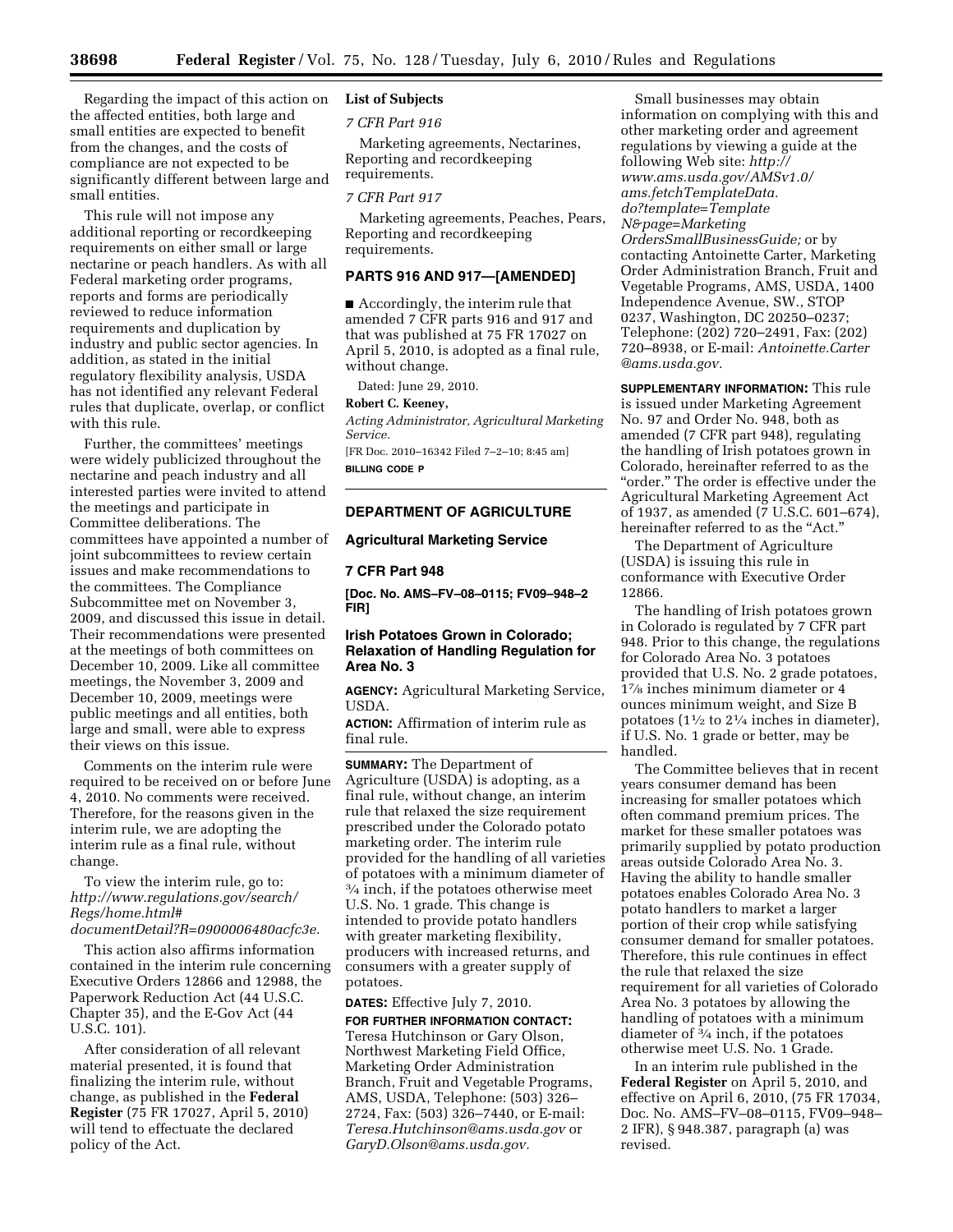Regarding the impact of this action on the affected entities, both large and small entities are expected to benefit from the changes, and the costs of compliance are not expected to be significantly different between large and small entities.

This rule will not impose any additional reporting or recordkeeping requirements on either small or large nectarine or peach handlers. As with all Federal marketing order programs, reports and forms are periodically reviewed to reduce information requirements and duplication by industry and public sector agencies. In addition, as stated in the initial regulatory flexibility analysis, USDA has not identified any relevant Federal rules that duplicate, overlap, or conflict with this rule.

Further, the committees' meetings were widely publicized throughout the nectarine and peach industry and all interested parties were invited to attend the meetings and participate in Committee deliberations. The committees have appointed a number of joint subcommittees to review certain issues and make recommendations to the committees. The Compliance Subcommittee met on November 3, 2009, and discussed this issue in detail. Their recommendations were presented at the meetings of both committees on December 10, 2009. Like all committee meetings, the November 3, 2009 and December 10, 2009, meetings were public meetings and all entities, both large and small, were able to express their views on this issue.

Comments on the interim rule were required to be received on or before June 4, 2010. No comments were received. Therefore, for the reasons given in the interim rule, we are adopting the interim rule as a final rule, without change.

To view the interim rule, go to: *http://www.regulations.gov/search/Regs/home.html#documentDetail?R=0900006480acfc3e.*

This action also affirms information contained in the interim rule concerning Executive Orders 12866 and 12988, the Paperwork Reduction Act (44 U.S.C. Chapter 35), and the E-Gov Act (44 U.S.C. 101).

After consideration of all relevant material presented, it is found that finalizing the interim rule, without change, as published in the **Federal Register** (75 FR 17027, April 5, 2010) will tend to effectuate the declared policy of the Act.

**List of Subjects**

*7 CFR Part 916*

Marketing agreements, Nectarines, Reporting and recordkeeping requirements.

*7 CFR Part 917*

Marketing agreements, Peaches, Pears, Reporting and recordkeeping requirements.

**PARTS 916 AND 917—[AMENDED]**

■ Accordingly, the interim rule that amended 7 CFR parts 916 and 917 and that was published at 75 FR 17027 on April 5, 2010, is adopted as a final rule, without change.

Dated: June 29, 2010.

**Robert C. Keeney,**

*Acting Administrator, Agricultural Marketing Service.*

[FR Doc. 2010–16342 Filed 7–2–10; 8:45 am]

**BILLING CODE P**

---

**DEPARTMENT OF AGRICULTURE**

**Agricultural Marketing Service**

**7 CFR Part 948**

**[Doc. No. AMS–FV–08–0115; FV09–948–2 FIR]**

## Irish Potatoes Grown in Colorado; Relaxation of Handling Regulation for Area No. 3

**AGENCY:** Agricultural Marketing Service, USDA.

**ACTION:** Affirmation of interim rule as final rule.

**SUMMARY:** The Department of Agriculture (USDA) is adopting, as a final rule, without change, an interim rule that relaxed the size requirement prescribed under the Colorado potato marketing order. The interim rule provided for the handling of all varieties of potatoes with a minimum diameter of ¾ inch, if the potatoes otherwise meet U.S. No. 1 grade. This change is intended to provide potato handlers with greater marketing flexibility, producers with increased returns, and consumers with a greater supply of potatoes.

**DATES:** Effective July 7, 2010.

**FOR FURTHER INFORMATION CONTACT:** Teresa Hutchinson or Gary Olson, Northwest Marketing Field Office, Marketing Order Administration Branch, Fruit and Vegetable Programs, AMS, USDA, Telephone: (503) 326–2724, Fax: (503) 326–7440, or E-mail: *Teresa.Hutchinson@ams.usda.gov* or *GaryD.Olson@ams.usda.gov.*

Small businesses may obtain information on complying with this and other marketing order and agreement regulations by viewing a guide at the following Web site: *http://www.ams.usda.gov/AMSv1.0/ams.fetchTemplateData.do?template=TemplateN&page=MarketingOrdersSmallBusinessGuide;* or by contacting Antoinette Carter, Marketing Order Administration Branch, Fruit and Vegetable Programs, AMS, USDA, 1400 Independence Avenue, SW., STOP 0237, Washington, DC 20250–0237; Telephone: (202) 720–2491, Fax: (202) 720–8938, or E-mail: *Antoinette.Carter@ams.usda.gov.*

**SUPPLEMENTARY INFORMATION:** This rule is issued under Marketing Agreement No. 97 and Order No. 948, both as amended (7 CFR part 948), regulating the handling of Irish potatoes grown in Colorado, hereinafter referred to as the "order." The order is effective under the Agricultural Marketing Agreement Act of 1937, as amended (7 U.S.C. 601–674), hereinafter referred to as the "Act."

The Department of Agriculture (USDA) is issuing this rule in conformance with Executive Order 12866.

The handling of Irish potatoes grown in Colorado is regulated by 7 CFR part 948. Prior to this change, the regulations for Colorado Area No. 3 potatoes provided that U.S. No. 2 grade potatoes, 1⅞ inches minimum diameter or 4 ounces minimum weight, and Size B potatoes (1½ to 2¼ inches in diameter), if U.S. No. 1 grade or better, may be handled.

The Committee believes that in recent years consumer demand has been increasing for smaller potatoes which often command premium prices. The market for these smaller potatoes was primarily supplied by potato production areas outside Colorado Area No. 3. Having the ability to handle smaller potatoes enables Colorado Area No. 3 potato handlers to market a larger portion of their crop while satisfying consumer demand for smaller potatoes. Therefore, this rule continues in effect the rule that relaxed the size requirement for all varieties of Colorado Area No. 3 potatoes by allowing the handling of potatoes with a minimum diameter of ¾ inch, if the potatoes otherwise meet U.S. No. 1 Grade.

In an interim rule published in the **Federal Register** on April 5, 2010, and effective on April 6, 2010, (75 FR 17034, Doc. No. AMS–FV–08–0115, FV09–948–2 IFR), § 948.387, paragraph (a) was revised.